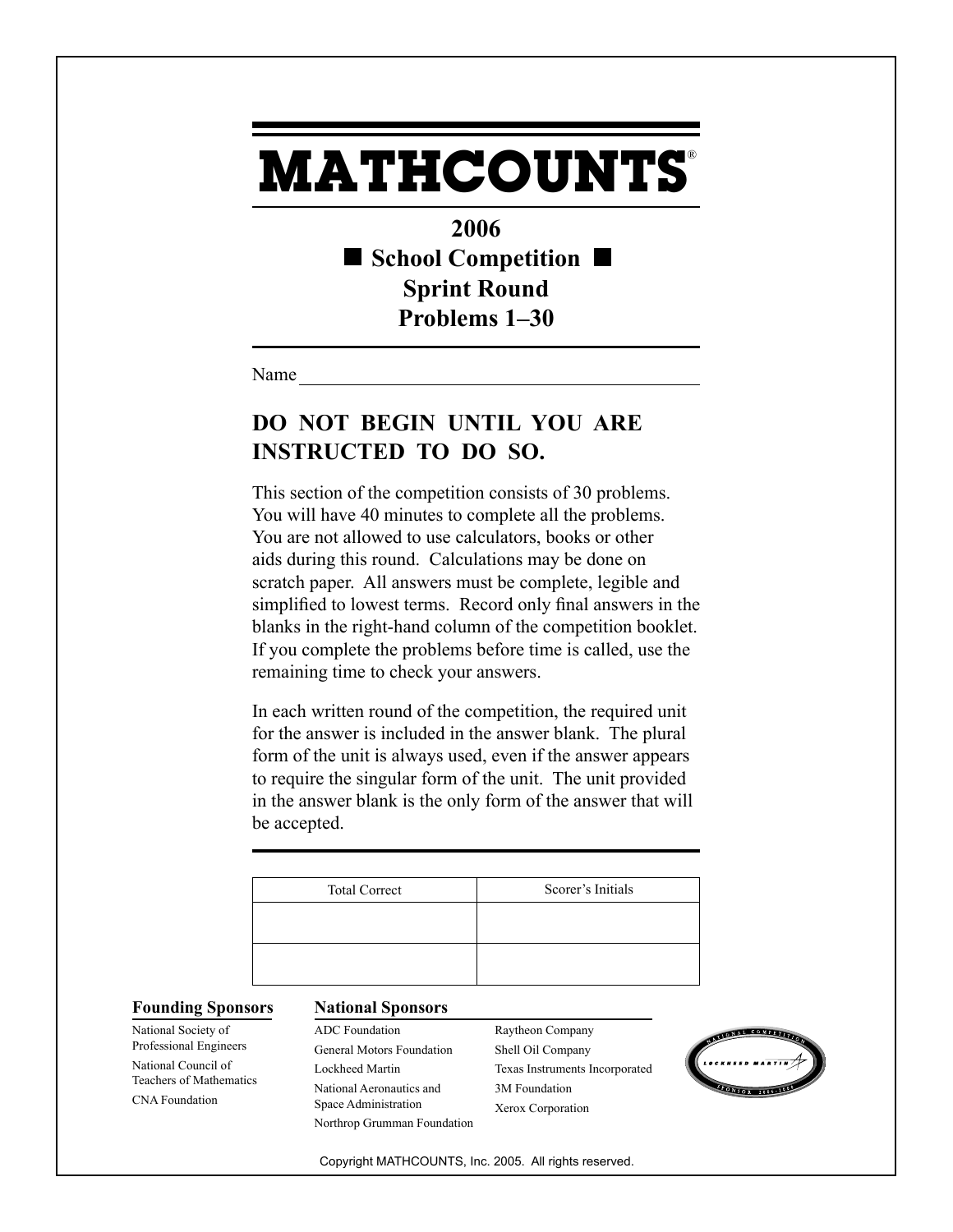# MATHCOUNTS®

## 2006
## ■ School Competition ■
## Sprint Round
## Problems 1–30

Name ____________________________________________

## DO NOT BEGIN UNTIL YOU ARE INSTRUCTED TO DO SO.

This section of the competition consists of 30 problems. You will have 40 minutes to complete all the problems. You are not allowed to use calculators, books or other aids during this round. Calculations may be done on scratch paper. All answers must be complete, legible and simplified to lowest terms. Record only final answers in the blanks in the right-hand column of the competition booklet. If you complete the problems before time is called, use the remaining time to check your answers.

In each written round of the competition, the required unit for the answer is included in the answer blank. The plural form of the unit is always used, even if the answer appears to require the singular form of the unit. The unit provided in the answer blank is the only form of the answer that will be accepted.

| Total Correct | Scorer's Initials |
|---|---|
| | |
| | |

**Founding Sponsors**

National Society of Professional Engineers
National Council of Teachers of Mathematics
CNA Foundation

**National Sponsors**

ADC Foundation
General Motors Foundation
Lockheed Martin
National Aeronautics and Space Administration
Northrop Grumman Foundation
Raytheon Company
Shell Oil Company
Texas Instruments Incorporated
3M Foundation
Xerox Corporation

National Competition Sponsor 2001–2006: Lockheed Martin

Copyright MATHCOUNTS, Inc. 2005. All rights reserved.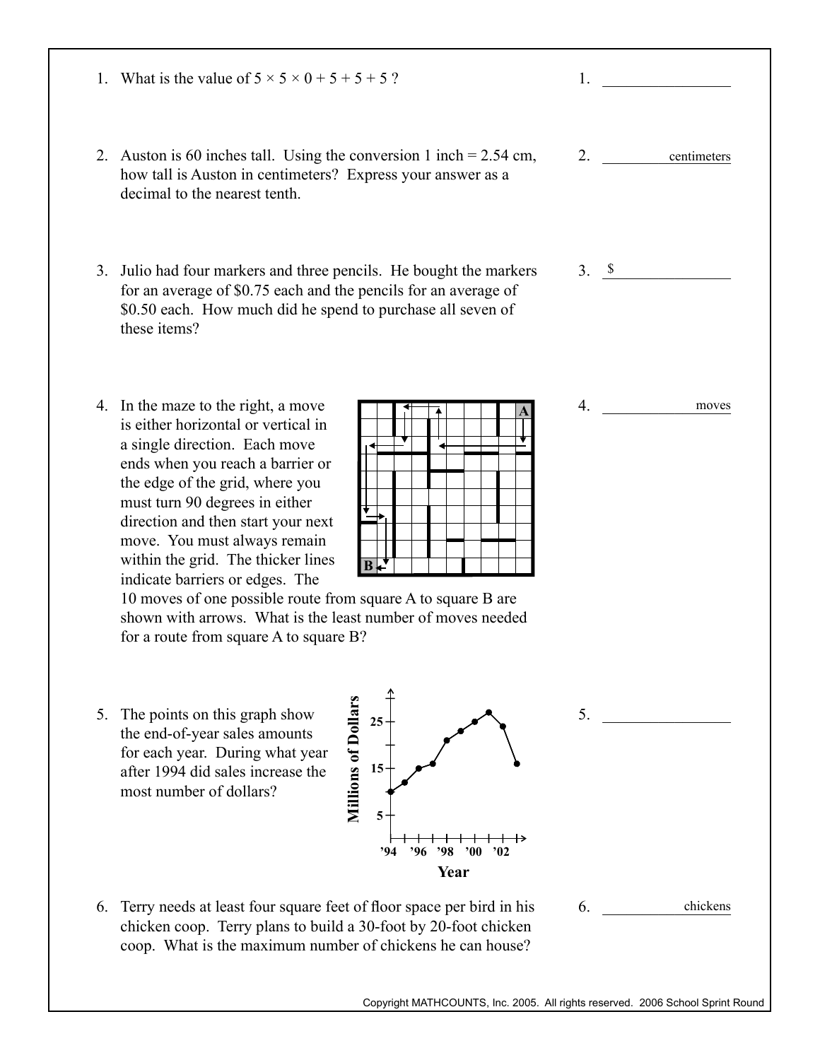1. What is the value of $5 \times 5 \times 0 + 5 + 5 + 5$ ?

1. ________________

2. Auston is 60 inches tall. Using the conversion 1 inch = 2.54 cm, how tall is Auston in centimeters? Express your answer as a decimal to the nearest tenth.

2. ________________ centimeters

3. Julio had four markers and three pencils. He bought the markers for an average of $0.75 each and the pencils for an average of $0.50 each. How much did he spend to purchase all seven of these items?

3. $ ________________

4. In the maze to the right, a move is either horizontal or vertical in a single direction. Each move ends when you reach a barrier or the edge of the grid, where you must turn 90 degrees in either direction and then start your next move. You must always remain within the grid. The thicker lines indicate barriers or edges. The 10 moves of one possible route from square A to square B are shown with arrows. What is the least number of moves needed for a route from square A to square B?

4. ________________ moves

5. The points on this graph show the end-of-year sales amounts for each year. During what year after 1994 did sales increase the most number of dollars?

5. ________________

6. Terry needs at least four square feet of floor space per bird in his chicken coop. Terry plans to build a 30-foot by 20-foot chicken coop. What is the maximum number of chickens he can house?

6. ________________ chickens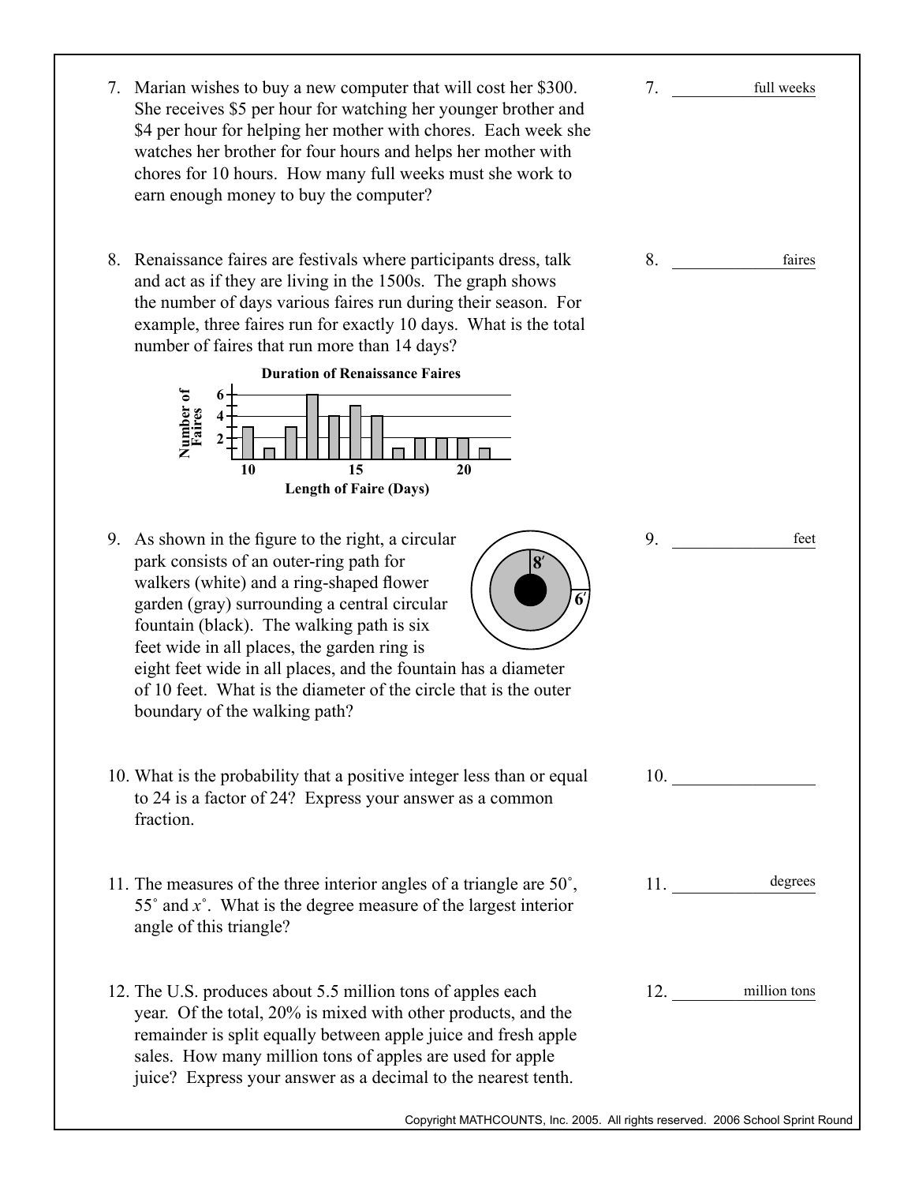7. Marian wishes to buy a new computer that will cost her \$300. She receives \$5 per hour for watching her younger brother and \$4 per hour for helping her mother with chores. Each week she watches her brother for four hours and helps her mother with chores for 10 hours. How many full weeks must she work to earn enough money to buy the computer?

7. ____________ full weeks

8. Renaissance faires are festivals where participants dress, talk and act as if they are living in the 1500s. The graph shows the number of days various faires run during their season. For example, three faires run for exactly 10 days. What is the total number of faires that run more than 14 days?

**Duration of Renaissance Faires**

| Length of Faire (Days) | 10 | 11 | 12 | 13 | 14 | 15 | 16 | 17 | 18 | 19 | 20 | 21 |
|---|---|---|---|---|---|---|---|---|---|---|---|---|
| Number of Faires | 3 | 1 | 3 | 6 | 4 | 5 | 4 | 1 | 2 | 2 | 2 | 1 |

8. ____________ faires

9. As shown in the figure to the right, a circular park consists of an outer-ring path for walkers (white) and a ring-shaped flower garden (gray) surrounding a central circular fountain (black). The walking path is six feet wide in all places, the garden ring is eight feet wide in all places, and the fountain has a diameter of 10 feet. What is the diameter of the circle that is the outer boundary of the walking path?

(Figure labels: 8′, 6′)

9. ____________ feet

10. What is the probability that a positive integer less than or equal to 24 is a factor of 24? Express your answer as a common fraction.

10. ____________

11. The measures of the three interior angles of a triangle are $50^\circ$, $55^\circ$ and $x^\circ$. What is the degree measure of the largest interior angle of this triangle?

11. ____________ degrees

12. The U.S. produces about 5.5 million tons of apples each year. Of the total, 20% is mixed with other products, and the remainder is split equally between apple juice and fresh apple sales. How many million tons of apples are used for apple juice? Express your answer as a decimal to the nearest tenth.

12. ____________ million tons

Copyright MATHCOUNTS, Inc. 2005. All rights reserved. 2006 School Sprint Round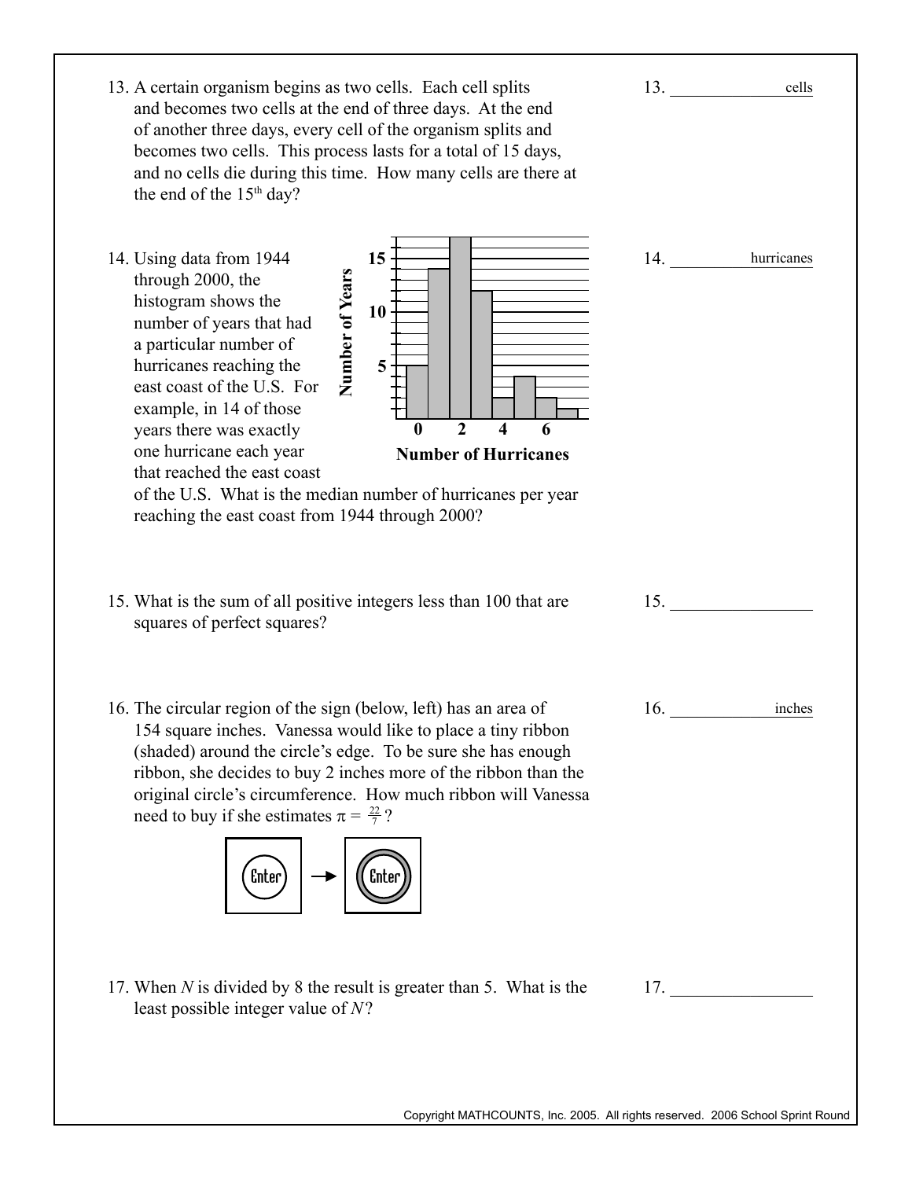13. A certain organism begins as two cells. Each cell splits and becomes two cells at the end of three days. At the end of another three days, every cell of the organism splits and becomes two cells. This process lasts for a total of 15 days, and no cells die during this time. How many cells are there at the end of the 15th day?

13. ______________ cells

14. Using data from 1944 through 2000, the histogram shows the number of years that had a particular number of hurricanes reaching the east coast of the U.S. For example, in 14 of those years there was exactly one hurricane each year that reached the east coast of the U.S. What is the median number of hurricanes per year reaching the east coast from 1944 through 2000?

14. ______________ hurricanes

15. What is the sum of all positive integers less than 100 that are squares of perfect squares?

15. ______________

16. The circular region of the sign (below, left) has an area of 154 square inches. Vanessa would like to place a tiny ribbon (shaded) around the circle's edge. To be sure she has enough ribbon, she decides to buy 2 inches more of the ribbon than the original circle's circumference. How much ribbon will Vanessa need to buy if she estimates $\pi = \frac{22}{7}$?

16. ______________ inches

17. When $N$ is divided by 8 the result is greater than 5. What is the least possible integer value of $N$?

17. ______________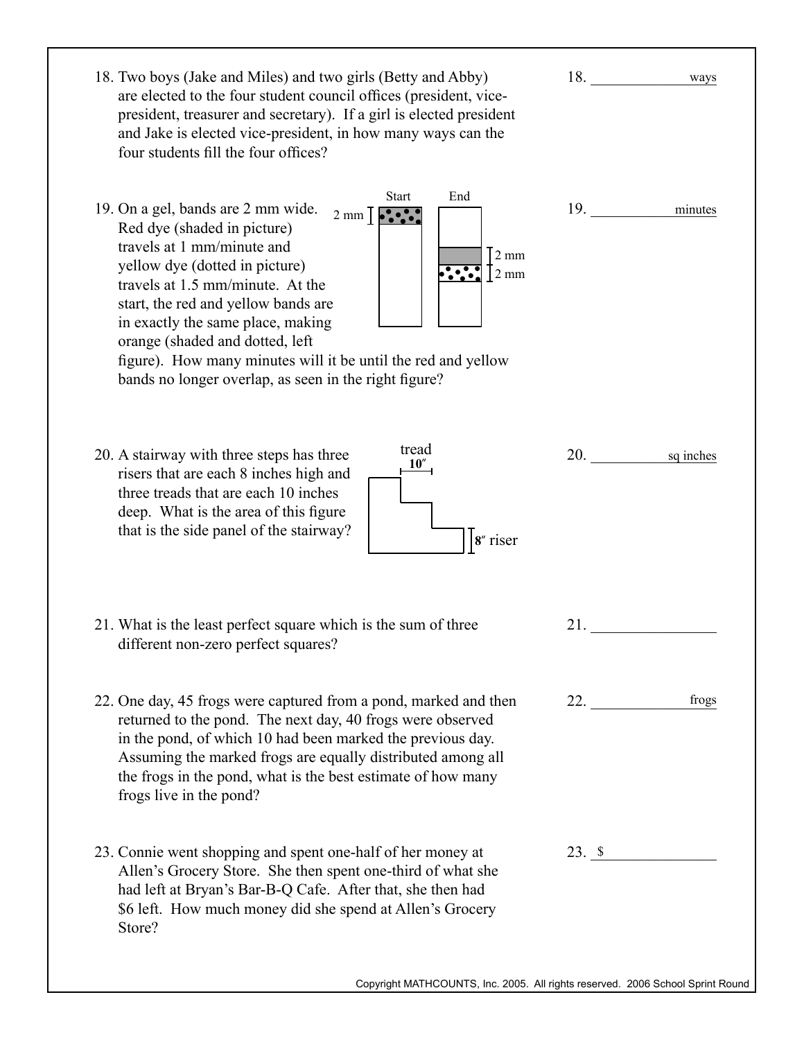18. Two boys (Jake and Miles) and two girls (Betty and Abby) are elected to the four student council offices (president, vice-president, treasurer and secretary). If a girl is elected president and Jake is elected vice-president, in how many ways can the four students fill the four offices?

18. ______________ ways

19. On a gel, bands are 2 mm wide. Red dye (shaded in picture) travels at 1 mm/minute and yellow dye (dotted in picture) travels at 1.5 mm/minute. At the start, the red and yellow bands are in exactly the same place, making orange (shaded and dotted, left figure). How many minutes will it be until the red and yellow bands no longer overlap, as seen in the right figure?

Start | End

2 mm | 2 mm | 2 mm

19. ______________ minutes

20. A stairway with three steps has three risers that are each 8 inches high and three treads that are each 10 inches deep. What is the area of this figure that is the side panel of the stairway?

tread 10″

8″ riser

20. ______________ sq inches

21. What is the least perfect square which is the sum of three different non-zero perfect squares?

21. ______________

22. One day, 45 frogs were captured from a pond, marked and then returned to the pond. The next day, 40 frogs were observed in the pond, of which 10 had been marked the previous day. Assuming the marked frogs are equally distributed among all the frogs in the pond, what is the best estimate of how many frogs live in the pond?

22. ______________ frogs

23. Connie went shopping and spent one-half of her money at Allen's Grocery Store. She then spent one-third of what she had left at Bryan's Bar-B-Q Cafe. After that, she then had $6 left. How much money did she spend at Allen's Grocery Store?

23. $ ______________

Copyright MATHCOUNTS, Inc. 2005. All rights reserved. 2006 School Sprint Round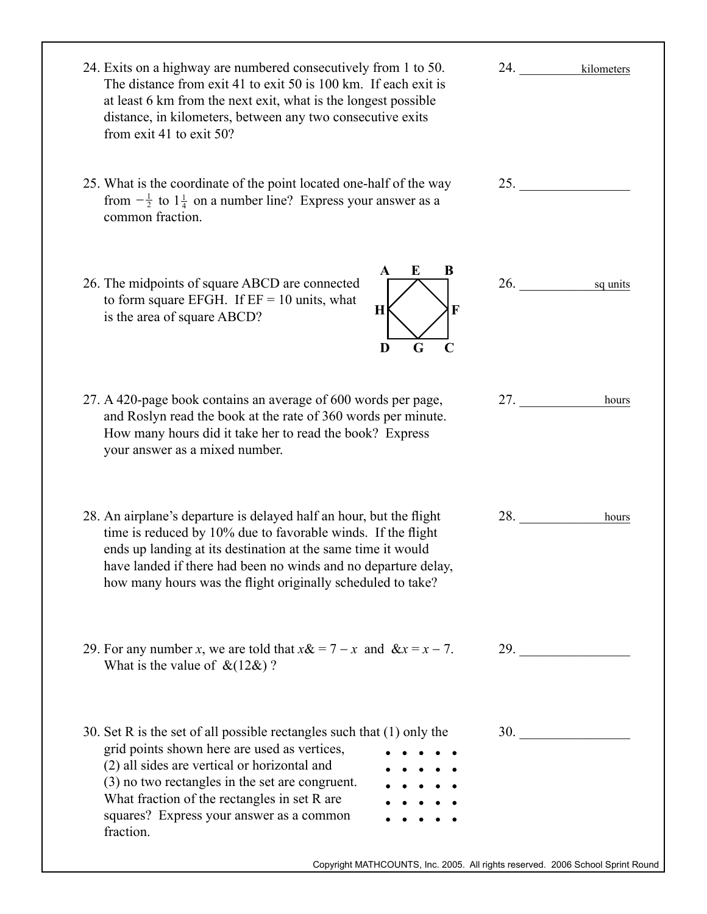24. Exits on a highway are numbered consecutively from 1 to 50. The distance from exit 41 to exit 50 is 100 km. If each exit is at least 6 km from the next exit, what is the longest possible distance, in kilometers, between any two consecutive exits from exit 41 to exit 50?

24. ______ kilometers

25. What is the coordinate of the point located one-half of the way from $-\frac{1}{2}$ to $1\frac{1}{4}$ on a number line? Express your answer as a common fraction.

25. ______

26. The midpoints of square ABCD are connected to form square EFGH. If EF = 10 units, what is the area of square ABCD?

A E B
H F
D G C

26. ______ sq units

27. A 420-page book contains an average of 600 words per page, and Roslyn read the book at the rate of 360 words per minute. How many hours did it take her to read the book? Express your answer as a mixed number.

27. ______ hours

28. An airplane's departure is delayed half an hour, but the flight time is reduced by 10% due to favorable winds. If the flight ends up landing at its destination at the same time it would have landed if there had been no winds and no departure delay, how many hours was the flight originally scheduled to take?

28. ______ hours

29. For any number $x$, we are told that $x\& = 7 - x$ and $\&x = x - 7$. What is the value of $\&(12\&)$ ?

29. ______

30. Set R is the set of all possible rectangles such that (1) only the grid points shown here are used as vertices, (2) all sides are vertical or horizontal and (3) no two rectangles in the set are congruent. What fraction of the rectangles in set R are squares? Express your answer as a common fraction.

30. ______

Copyright MATHCOUNTS, Inc. 2005. All rights reserved. 2006 School Sprint Round